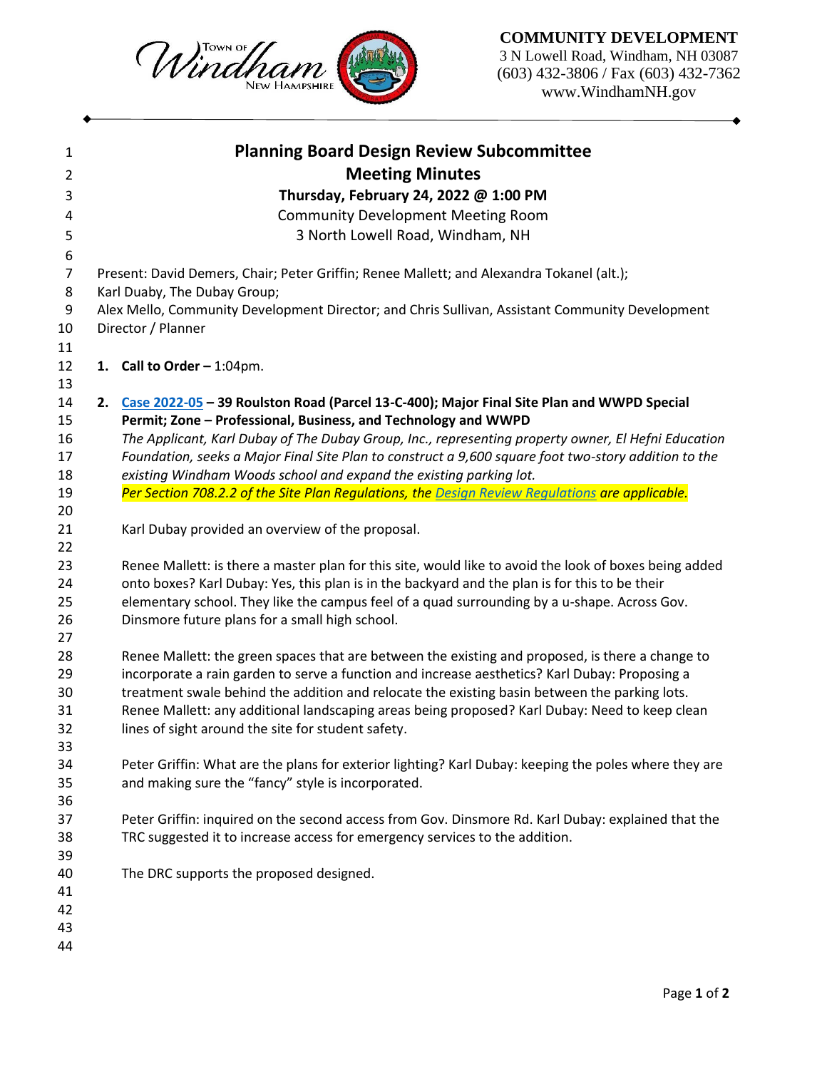**COMMUNITY DEVELOPMENT**
3 N Lowell Road, Windham, NH 03087
(603) 432-3806 / Fax (603) 432-7362
www.WindhamNH.gov

# Planning Board Design Review Subcommittee

## Meeting Minutes

**Thursday, February 24, 2022 @ 1:00 PM**
Community Development Meeting Room
3 North Lowell Road, Windham, NH

Present: David Demers, Chair; Peter Griffin; Renee Mallett; and Alexandra Tokanel (alt.);
Karl Duaby, The Dubay Group;
Alex Mello, Community Development Director; and Chris Sullivan, Assistant Community Development Director / Planner

1. **Call to Order –** 1:04pm.

2. **Case 2022-05 – 39 Roulston Road (Parcel 13-C-400); Major Final Site Plan and WWPD Special Permit; Zone – Professional, Business, and Technology and WWPD**
*The Applicant, Karl Dubay of The Dubay Group, Inc., representing property owner, El Hefni Education Foundation, seeks a Major Final Site Plan to construct a 9,600 square foot two-story addition to the existing Windham Woods school and expand the existing parking lot.*
*Per Section 708.2.2 of the Site Plan Regulations, the Design Review Regulations are applicable.*

   Karl Dubay provided an overview of the proposal.

   Renee Mallett: is there a master plan for this site, would like to avoid the look of boxes being added onto boxes? Karl Dubay: Yes, this plan is in the backyard and the plan is for this to be their elementary school. They like the campus feel of a quad surrounding by a u-shape. Across Gov. Dinsmore future plans for a small high school.

   Renee Mallett: the green spaces that are between the existing and proposed, is there a change to incorporate a rain garden to serve a function and increase aesthetics? Karl Dubay: Proposing a treatment swale behind the addition and relocate the existing basin between the parking lots. Renee Mallett: any additional landscaping areas being proposed? Karl Dubay: Need to keep clean lines of sight around the site for student safety.

   Peter Griffin: What are the plans for exterior lighting? Karl Dubay: keeping the poles where they are and making sure the "fancy" style is incorporated.

   Peter Griffin: inquired on the second access from Gov. Dinsmore Rd. Karl Dubay: explained that the TRC suggested it to increase access for emergency services to the addition.

   The DRC supports the proposed designed.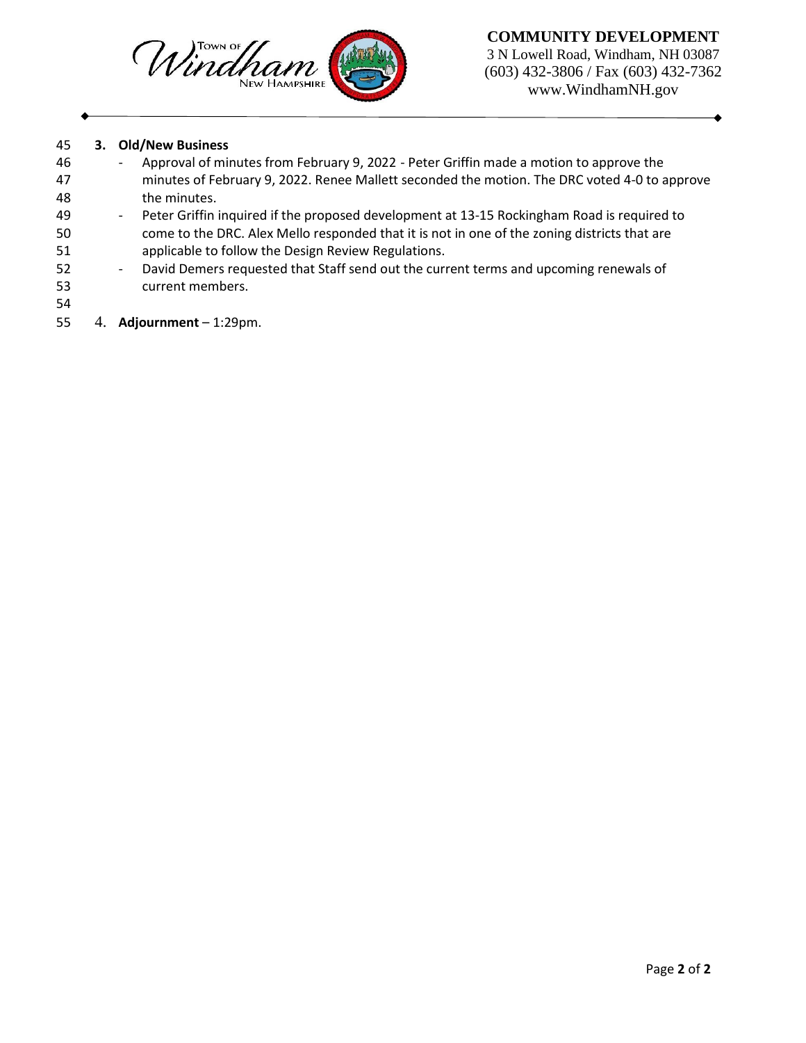**COMMUNITY DEVELOPMENT**
3 N Lowell Road, Windham, NH 03087
(603) 432-3806 / Fax (603) 432-7362
www.WindhamNH.gov

**3. Old/New Business**

- Approval of minutes from February 9, 2022 - Peter Griffin made a motion to approve the minutes of February 9, 2022. Renee Mallett seconded the motion. The DRC voted 4-0 to approve the minutes.
- Peter Griffin inquired if the proposed development at 13-15 Rockingham Road is required to come to the DRC. Alex Mello responded that it is not in one of the zoning districts that are applicable to follow the Design Review Regulations.
- David Demers requested that Staff send out the current terms and upcoming renewals of current members.

4. **Adjournment** – 1:29pm.